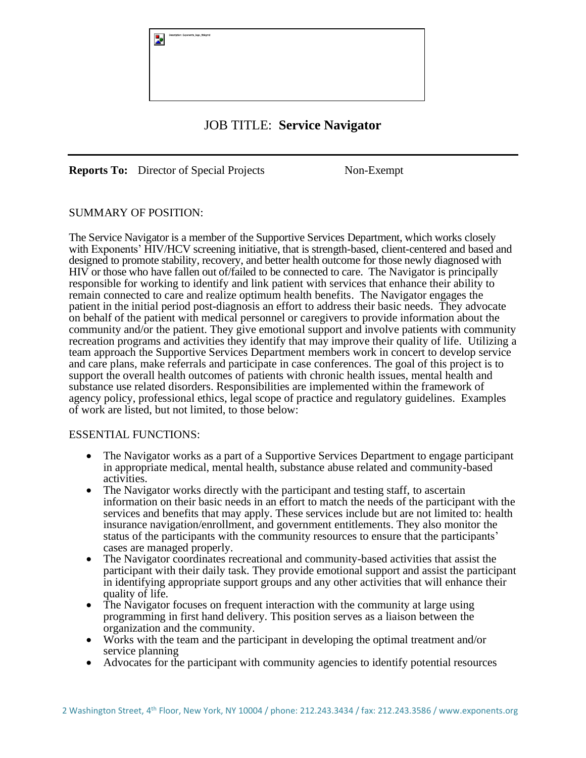# JOB TITLE: **Service Navigator**

**Reports To:** Director of Special Projects    Non-Exempt

SUMMARY OF POSITION:

The Service Navigator is a member of the Supportive Services Department, which works closely with Exponents' HIV/HCV screening initiative, that is strength-based, client-centered and based and designed to promote stability, recovery, and better health outcome for those newly diagnosed with HIV or those who have fallen out of/failed to be connected to care. The Navigator is principally responsible for working to identify and link patient with services that enhance their ability to remain connected to care and realize optimum health benefits. The Navigator engages the patient in the initial period post-diagnosis an effort to address their basic needs. They advocate on behalf of the patient with medical personnel or caregivers to provide information about the community and/or the patient. They give emotional support and involve patients with community recreation programs and activities they identify that may improve their quality of life. Utilizing a team approach the Supportive Services Department members work in concert to develop service and care plans, make referrals and participate in case conferences. The goal of this project is to support the overall health outcomes of patients with chronic health issues, mental health and substance use related disorders. Responsibilities are implemented within the framework of agency policy, professional ethics, legal scope of practice and regulatory guidelines. Examples of work are listed, but not limited, to those below:

ESSENTIAL FUNCTIONS:

- The Navigator works as a part of a Supportive Services Department to engage participant in appropriate medical, mental health, substance abuse related and community-based activities.
- The Navigator works directly with the participant and testing staff, to ascertain information on their basic needs in an effort to match the needs of the participant with the services and benefits that may apply. These services include but are not limited to: health insurance navigation/enrollment, and government entitlements. They also monitor the status of the participants with the community resources to ensure that the participants' cases are managed properly.
- The Navigator coordinates recreational and community-based activities that assist the participant with their daily task. They provide emotional support and assist the participant in identifying appropriate support groups and any other activities that will enhance their quality of life.
- The Navigator focuses on frequent interaction with the community at large using programming in first hand delivery. This position serves as a liaison between the organization and the community.
- Works with the team and the participant in developing the optimal treatment and/or service planning
- Advocates for the participant with community agencies to identify potential resources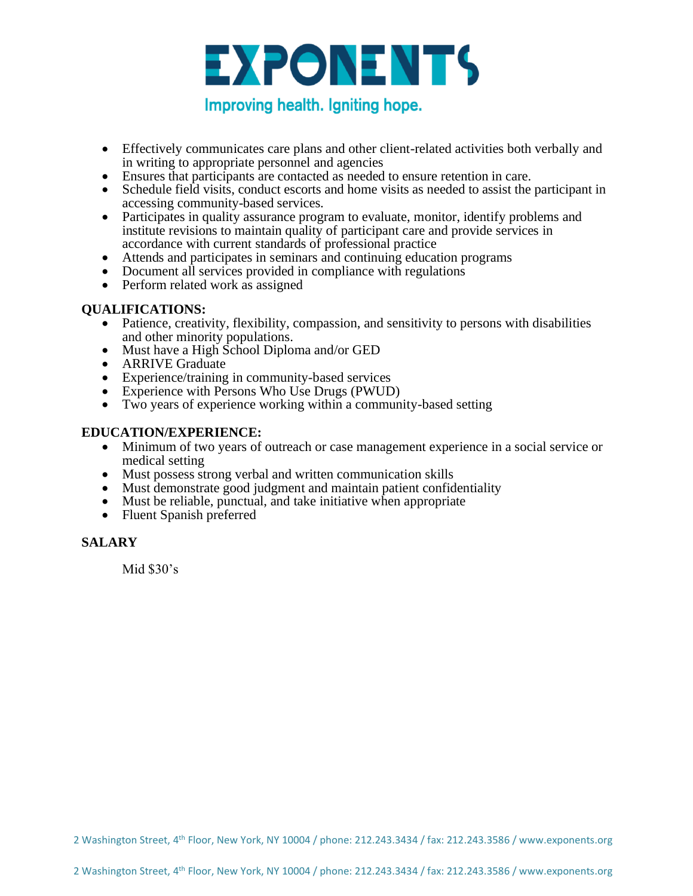- Effectively communicates care plans and other client-related activities both verbally and in writing to appropriate personnel and agencies
- Ensures that participants are contacted as needed to ensure retention in care.
- Schedule field visits, conduct escorts and home visits as needed to assist the participant in accessing community-based services.
- Participates in quality assurance program to evaluate, monitor, identify problems and institute revisions to maintain quality of participant care and provide services in accordance with current standards of professional practice
- Attends and participates in seminars and continuing education programs
- Document all services provided in compliance with regulations
- Perform related work as assigned

**QUALIFICATIONS:**

- Patience, creativity, flexibility, compassion, and sensitivity to persons with disabilities and other minority populations.
- Must have a High School Diploma and/or GED
- ARRIVE Graduate
- Experience/training in community-based services
- Experience with Persons Who Use Drugs (PWUD)
- Two years of experience working within a community-based setting

**EDUCATION/EXPERIENCE:**

- Minimum of two years of outreach or case management experience in a social service or medical setting
- Must possess strong verbal and written communication skills
- Must demonstrate good judgment and maintain patient confidentiality
- Must be reliable, punctual, and take initiative when appropriate
- Fluent Spanish preferred

**SALARY**

Mid $30's